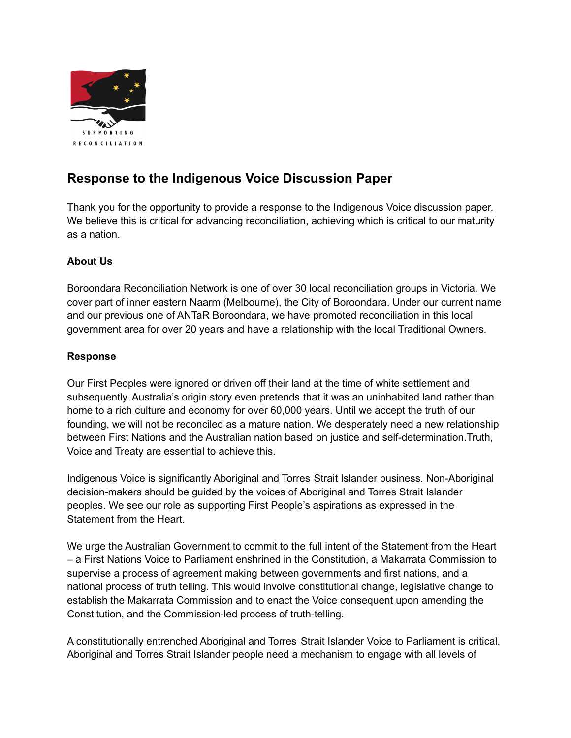SUPPORTING RECONCILIATION

## Response to the Indigenous Voice Discussion Paper

Thank you for the opportunity to provide a response to the Indigenous Voice discussion paper. We believe this is critical for advancing reconciliation, achieving which is critical to our maturity as a nation.

**About Us**

Boroondara Reconciliation Network is one of over 30 local reconciliation groups in Victoria. We cover part of inner eastern Naarm (Melbourne), the City of Boroondara. Under our current name and our previous one of ANTaR Boroondara, we have promoted reconciliation in this local government area for over 20 years and have a relationship with the local Traditional Owners.

**Response**

Our First Peoples were ignored or driven off their land at the time of white settlement and subsequently. Australia's origin story even pretends that it was an uninhabited land rather than home to a rich culture and economy for over 60,000 years. Until we accept the truth of our founding, we will not be reconciled as a mature nation. We desperately need a new relationship between First Nations and the Australian nation based on justice and self-determination.Truth, Voice and Treaty are essential to achieve this.

Indigenous Voice is significantly Aboriginal and Torres Strait Islander business. Non-Aboriginal decision-makers should be guided by the voices of Aboriginal and Torres Strait Islander peoples. We see our role as supporting First People's aspirations as expressed in the Statement from the Heart.

We urge the Australian Government to commit to the full intent of the Statement from the Heart – a First Nations Voice to Parliament enshrined in the Constitution, a Makarrata Commission to supervise a process of agreement making between governments and first nations, and a national process of truth telling. This would involve constitutional change, legislative change to establish the Makarrata Commission and to enact the Voice consequent upon amending the Constitution, and the Commission-led process of truth-telling.

A constitutionally entrenched Aboriginal and Torres Strait Islander Voice to Parliament is critical. Aboriginal and Torres Strait Islander people need a mechanism to engage with all levels of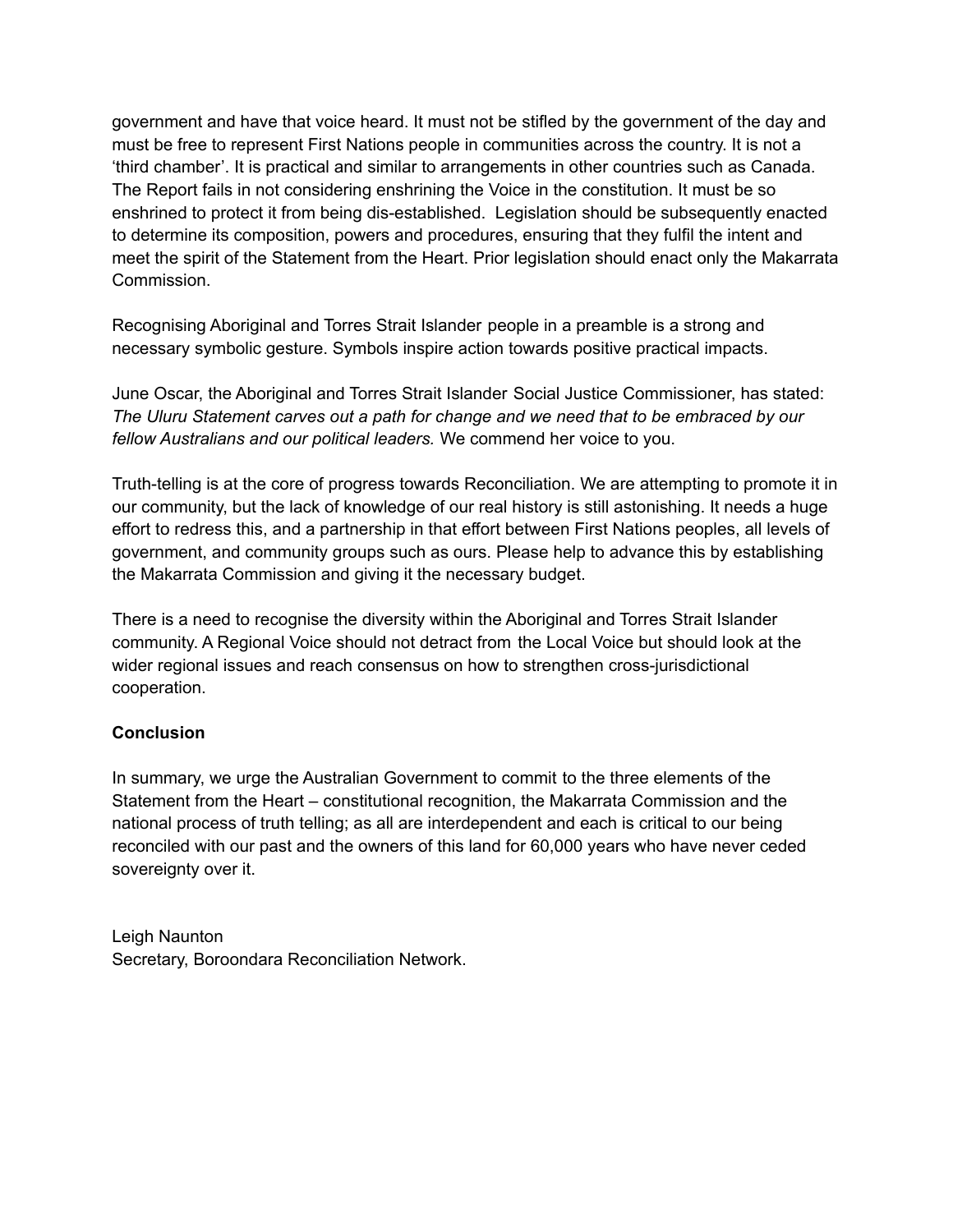government and have that voice heard. It must not be stifled by the government of the day and must be free to represent First Nations people in communities across the country. It is not a 'third chamber'. It is practical and similar to arrangements in other countries such as Canada. The Report fails in not considering enshrining the Voice in the constitution. It must be so enshrined to protect it from being dis-established. Legislation should be subsequently enacted to determine its composition, powers and procedures, ensuring that they fulfil the intent and meet the spirit of the Statement from the Heart. Prior legislation should enact only the Makarrata Commission.

Recognising Aboriginal and Torres Strait Islander people in a preamble is a strong and necessary symbolic gesture. Symbols inspire action towards positive practical impacts.

June Oscar, the Aboriginal and Torres Strait Islander Social Justice Commissioner, has stated: *The Uluru Statement carves out a path for change and we need that to be embraced by our fellow Australians and our political leaders.* We commend her voice to you.

Truth-telling is at the core of progress towards Reconciliation. We are attempting to promote it in our community, but the lack of knowledge of our real history is still astonishing. It needs a huge effort to redress this, and a partnership in that effort between First Nations peoples, all levels of government, and community groups such as ours. Please help to advance this by establishing the Makarrata Commission and giving it the necessary budget.

There is a need to recognise the diversity within the Aboriginal and Torres Strait Islander community. A Regional Voice should not detract from the Local Voice but should look at the wider regional issues and reach consensus on how to strengthen cross-jurisdictional cooperation.

**Conclusion**

In summary, we urge the Australian Government to commit to the three elements of the Statement from the Heart – constitutional recognition, the Makarrata Commission and the national process of truth telling; as all are interdependent and each is critical to our being reconciled with our past and the owners of this land for 60,000 years who have never ceded sovereignty over it.

Leigh Naunton
Secretary, Boroondara Reconciliation Network.